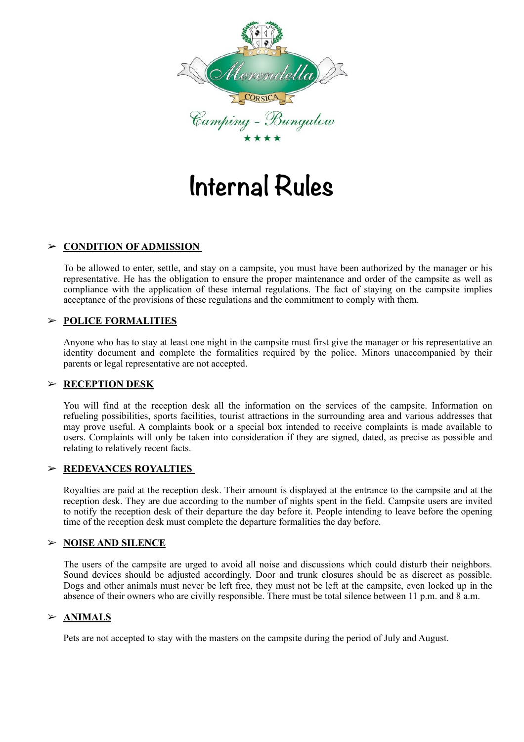Merendella

CORSICA

Camping - Bungalow

★★★★

# Internal Rules

## ➢ CONDITION OF ADMISSION

To be allowed to enter, settle, and stay on a campsite, you must have been authorized by the manager or his representative. He has the obligation to ensure the proper maintenance and order of the campsite as well as compliance with the application of these internal regulations. The fact of staying on the campsite implies acceptance of the provisions of these regulations and the commitment to comply with them.

## ➢ POLICE FORMALITIES

Anyone who has to stay at least one night in the campsite must first give the manager or his representative an identity document and complete the formalities required by the police. Minors unaccompanied by their parents or legal representative are not accepted.

## ➢ RECEPTION DESK

You will find at the reception desk all the information on the services of the campsite. Information on refueling possibilities, sports facilities, tourist attractions in the surrounding area and various addresses that may prove useful. A complaints book or a special box intended to receive complaints is made available to users. Complaints will only be taken into consideration if they are signed, dated, as precise as possible and relating to relatively recent facts.

## ➢ REDEVANCES ROYALTIES

Royalties are paid at the reception desk. Their amount is displayed at the entrance to the campsite and at the reception desk. They are due according to the number of nights spent in the field. Campsite users are invited to notify the reception desk of their departure the day before it. People intending to leave before the opening time of the reception desk must complete the departure formalities the day before.

## ➢ NOISE AND SILENCE

The users of the campsite are urged to avoid all noise and discussions which could disturb their neighbors. Sound devices should be adjusted accordingly. Door and trunk closures should be as discreet as possible. Dogs and other animals must never be left free, they must not be left at the campsite, even locked up in the absence of their owners who are civilly responsible. There must be total silence between 11 p.m. and 8 a.m.

## ➢ ANIMALS

Pets are not accepted to stay with the masters on the campsite during the period of July and August.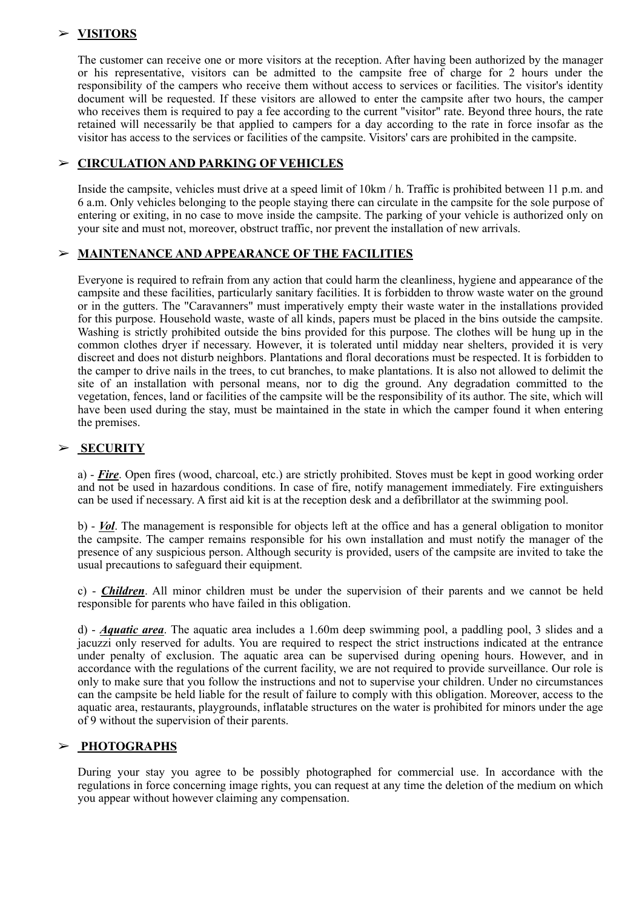## ➢ **VISITORS**

The customer can receive one or more visitors at the reception. After having been authorized by the manager or his representative, visitors can be admitted to the campsite free of charge for 2 hours under the responsibility of the campers who receive them without access to services or facilities. The visitor's identity document will be requested. If these visitors are allowed to enter the campsite after two hours, the camper who receives them is required to pay a fee according to the current "visitor" rate. Beyond three hours, the rate retained will necessarily be that applied to campers for a day according to the rate in force insofar as the visitor has access to the services or facilities of the campsite. Visitors' cars are prohibited in the campsite.

## ➢ **CIRCULATION AND PARKING OF VEHICLES**

Inside the campsite, vehicles must drive at a speed limit of 10km / h. Traffic is prohibited between 11 p.m. and 6 a.m. Only vehicles belonging to the people staying there can circulate in the campsite for the sole purpose of entering or exiting, in no case to move inside the campsite. The parking of your vehicle is authorized only on your site and must not, moreover, obstruct traffic, nor prevent the installation of new arrivals.

## ➢ **MAINTENANCE AND APPEARANCE OF THE FACILITIES**

Everyone is required to refrain from any action that could harm the cleanliness, hygiene and appearance of the campsite and these facilities, particularly sanitary facilities. It is forbidden to throw waste water on the ground or in the gutters. The "Caravanners" must imperatively empty their waste water in the installations provided for this purpose. Household waste, waste of all kinds, papers must be placed in the bins outside the campsite. Washing is strictly prohibited outside the bins provided for this purpose. The clothes will be hung up in the common clothes dryer if necessary. However, it is tolerated until midday near shelters, provided it is very discreet and does not disturb neighbors. Plantations and floral decorations must be respected. It is forbidden to the camper to drive nails in the trees, to cut branches, to make plantations. It is also not allowed to delimit the site of an installation with personal means, nor to dig the ground. Any degradation committed to the vegetation, fences, land or facilities of the campsite will be the responsibility of its author. The site, which will have been used during the stay, must be maintained in the state in which the camper found it when entering the premises.

## ➢ **SECURITY**

a) - ***Fire***. Open fires (wood, charcoal, etc.) are strictly prohibited. Stoves must be kept in good working order and not be used in hazardous conditions. In case of fire, notify management immediately. Fire extinguishers can be used if necessary. A first aid kit is at the reception desk and a defibrillator at the swimming pool.

b) - ***Vol***. The management is responsible for objects left at the office and has a general obligation to monitor the campsite. The camper remains responsible for his own installation and must notify the manager of the presence of any suspicious person. Although security is provided, users of the campsite are invited to take the usual precautions to safeguard their equipment.

c) - ***Children***. All minor children must be under the supervision of their parents and we cannot be held responsible for parents who have failed in this obligation.

d) - ***Aquatic area***. The aquatic area includes a 1.60m deep swimming pool, a paddling pool, 3 slides and a jacuzzi only reserved for adults. You are required to respect the strict instructions indicated at the entrance under penalty of exclusion. The aquatic area can be supervised during opening hours. However, and in accordance with the regulations of the current facility, we are not required to provide surveillance. Our role is only to make sure that you follow the instructions and not to supervise your children. Under no circumstances can the campsite be held liable for the result of failure to comply with this obligation. Moreover, access to the aquatic area, restaurants, playgrounds, inflatable structures on the water is prohibited for minors under the age of 9 without the supervision of their parents.

## ➢ **PHOTOGRAPHS**

During your stay you agree to be possibly photographed for commercial use. In accordance with the regulations in force concerning image rights, you can request at any time the deletion of the medium on which you appear without however claiming any compensation.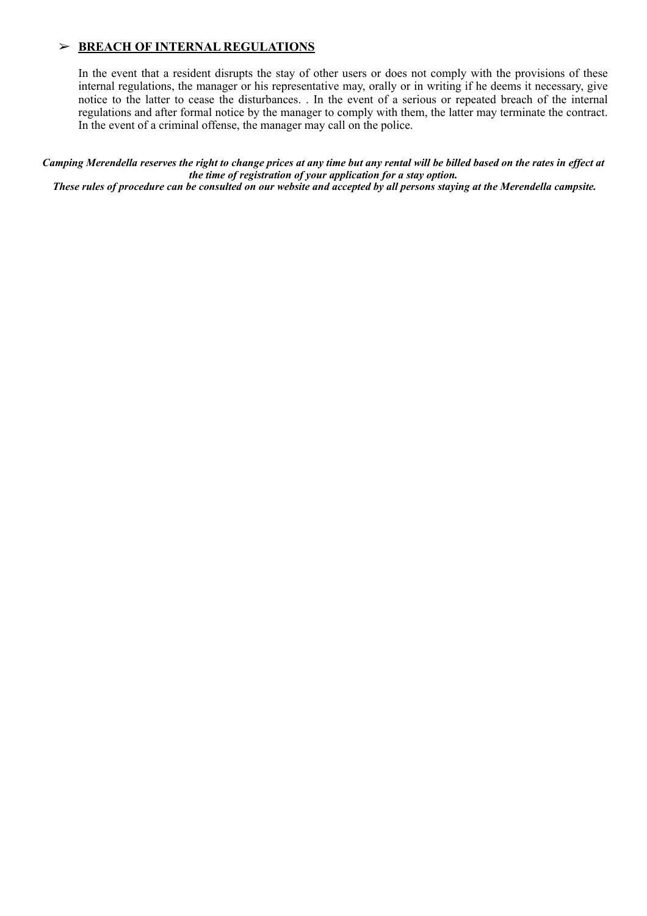## ➢ **BREACH OF INTERNAL REGULATIONS**

In the event that a resident disrupts the stay of other users or does not comply with the provisions of these internal regulations, the manager or his representative may, orally or in writing if he deems it necessary, give notice to the latter to cease the disturbances. . In the event of a serious or repeated breach of the internal regulations and after formal notice by the manager to comply with them, the latter may terminate the contract. In the event of a criminal offense, the manager may call on the police.

***Camping Merendella reserves the right to change prices at any time but any rental will be billed based on the rates in effect at the time of registration of your application for a stay option.***

***These rules of procedure can be consulted on our website and accepted by all persons staying at the Merendella campsite.***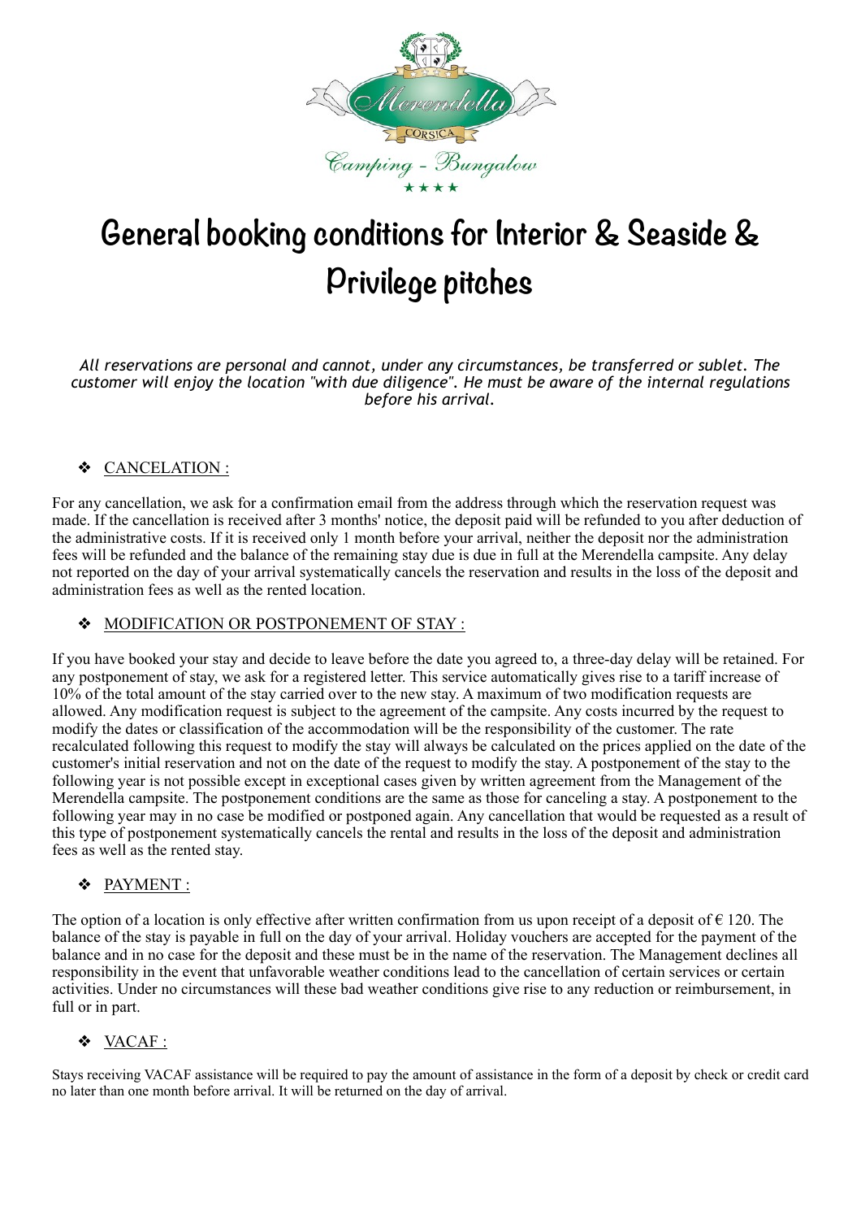# General booking conditions for Interior & Seaside & Privilege pitches

*All reservations are personal and cannot, under any circumstances, be transferred or sublet. The customer will enjoy the location "with due diligence". He must be aware of the internal regulations before his arrival.*

## ❖ CANCELATION :

For any cancellation, we ask for a confirmation email from the address through which the reservation request was made. If the cancellation is received after 3 months' notice, the deposit paid will be refunded to you after deduction of the administrative costs. If it is received only 1 month before your arrival, neither the deposit nor the administration fees will be refunded and the balance of the remaining stay due is due in full at the Merendella campsite. Any delay not reported on the day of your arrival systematically cancels the reservation and results in the loss of the deposit and administration fees as well as the rented location.

## ❖ MODIFICATION OR POSTPONEMENT OF STAY :

If you have booked your stay and decide to leave before the date you agreed to, a three-day delay will be retained. For any postponement of stay, we ask for a registered letter. This service automatically gives rise to a tariff increase of 10% of the total amount of the stay carried over to the new stay. A maximum of two modification requests are allowed. Any modification request is subject to the agreement of the campsite. Any costs incurred by the request to modify the dates or classification of the accommodation will be the responsibility of the customer. The rate recalculated following this request to modify the stay will always be calculated on the prices applied on the date of the customer's initial reservation and not on the date of the request to modify the stay. A postponement of the stay to the following year is not possible except in exceptional cases given by written agreement from the Management of the Merendella campsite. The postponement conditions are the same as those for canceling a stay. A postponement to the following year may in no case be modified or postponed again. Any cancellation that would be requested as a result of this type of postponement systematically cancels the rental and results in the loss of the deposit and administration fees as well as the rented stay.

## ❖ PAYMENT :

The option of a location is only effective after written confirmation from us upon receipt of a deposit of € 120. The balance of the stay is payable in full on the day of your arrival. Holiday vouchers are accepted for the payment of the balance and in no case for the deposit and these must be in the name of the reservation. The Management declines all responsibility in the event that unfavorable weather conditions lead to the cancellation of certain services or certain activities. Under no circumstances will these bad weather conditions give rise to any reduction or reimbursement, in full or in part.

## ❖ VACAF :

Stays receiving VACAF assistance will be required to pay the amount of assistance in the form of a deposit by check or credit card no later than one month before arrival. It will be returned on the day of arrival.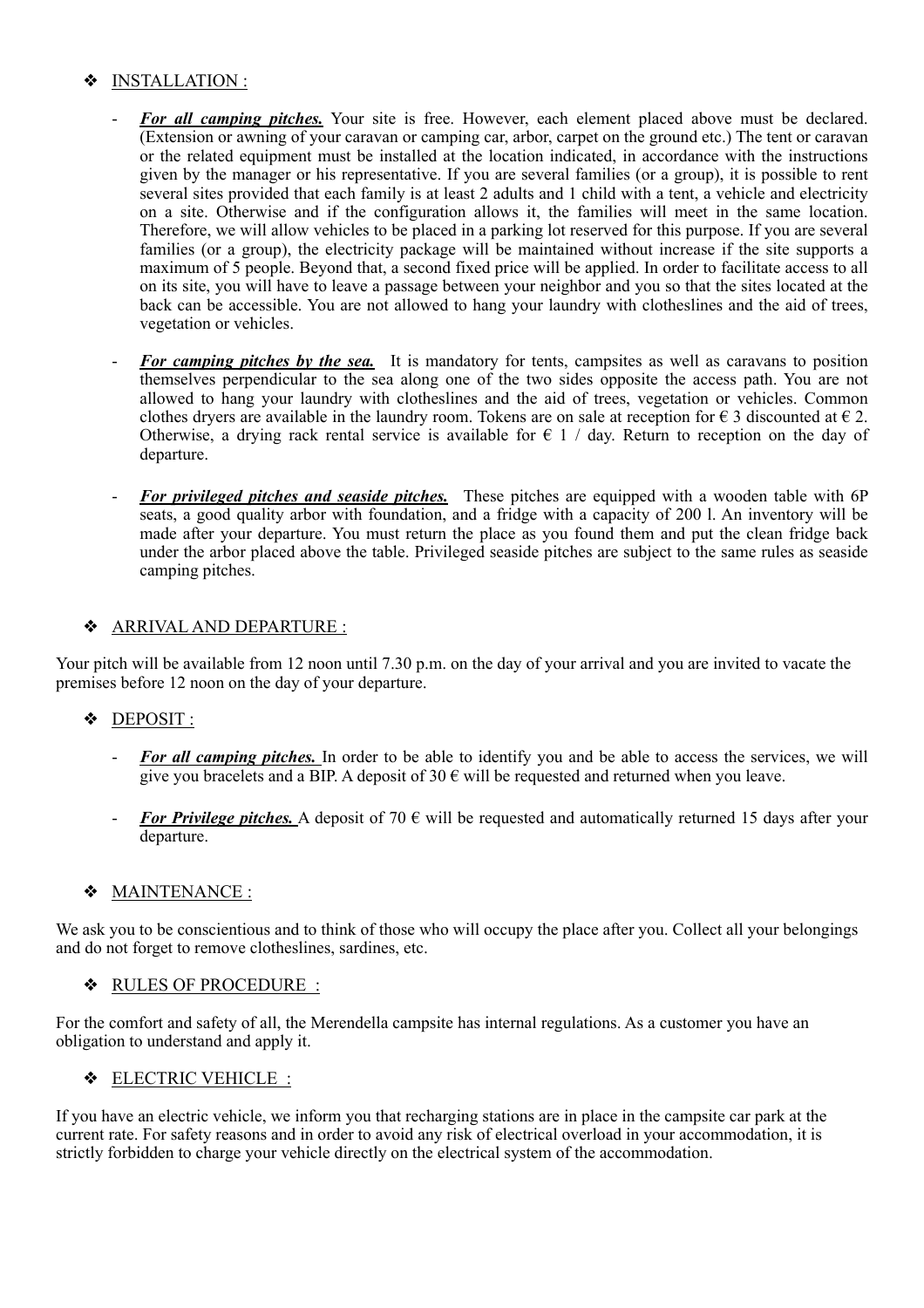## ❖ INSTALLATION :

- ***For all camping pitches.*** Your site is free. However, each element placed above must be declared. (Extension or awning of your caravan or camping car, arbor, carpet on the ground etc.) The tent or caravan or the related equipment must be installed at the location indicated, in accordance with the instructions given by the manager or his representative. If you are several families (or a group), it is possible to rent several sites provided that each family is at least 2 adults and 1 child with a tent, a vehicle and electricity on a site. Otherwise and if the configuration allows it, the families will meet in the same location. Therefore, we will allow vehicles to be placed in a parking lot reserved for this purpose. If you are several families (or a group), the electricity package will be maintained without increase if the site supports a maximum of 5 people. Beyond that, a second fixed price will be applied. In order to facilitate access to all on its site, you will have to leave a passage between your neighbor and you so that the sites located at the back can be accessible. You are not allowed to hang your laundry with clotheslines and the aid of trees, vegetation or vehicles.

- ***For camping pitches by the sea.*** It is mandatory for tents, campsites as well as caravans to position themselves perpendicular to the sea along one of the two sides opposite the access path. You are not allowed to hang your laundry with clotheslines and the aid of trees, vegetation or vehicles. Common clothes dryers are available in the laundry room. Tokens are on sale at reception for € 3 discounted at € 2. Otherwise, a drying rack rental service is available for € 1 / day. Return to reception on the day of departure.

- ***For privileged pitches and seaside pitches.*** These pitches are equipped with a wooden table with 6P seats, a good quality arbor with foundation, and a fridge with a capacity of 200 l. An inventory will be made after your departure. You must return the place as you found them and put the clean fridge back under the arbor placed above the table. Privileged seaside pitches are subject to the same rules as seaside camping pitches.

## ❖ ARRIVAL AND DEPARTURE :

Your pitch will be available from 12 noon until 7.30 p.m. on the day of your arrival and you are invited to vacate the premises before 12 noon on the day of your departure.

## ❖ DEPOSIT :

- ***For all camping pitches.*** In order to be able to identify you and be able to access the services, we will give you bracelets and a BIP. A deposit of 30 € will be requested and returned when you leave.

- ***For Privilege pitches.*** A deposit of 70 € will be requested and automatically returned 15 days after your departure.

## ❖ MAINTENANCE :

We ask you to be conscientious and to think of those who will occupy the place after you. Collect all your belongings and do not forget to remove clotheslines, sardines, etc.

## ❖ RULES OF PROCEDURE :

For the comfort and safety of all, the Merendella campsite has internal regulations. As a customer you have an obligation to understand and apply it.

## ❖ ELECTRIC VEHICLE :

If you have an electric vehicle, we inform you that recharging stations are in place in the campsite car park at the current rate. For safety reasons and in order to avoid any risk of electrical overload in your accommodation, it is strictly forbidden to charge your vehicle directly on the electrical system of the accommodation.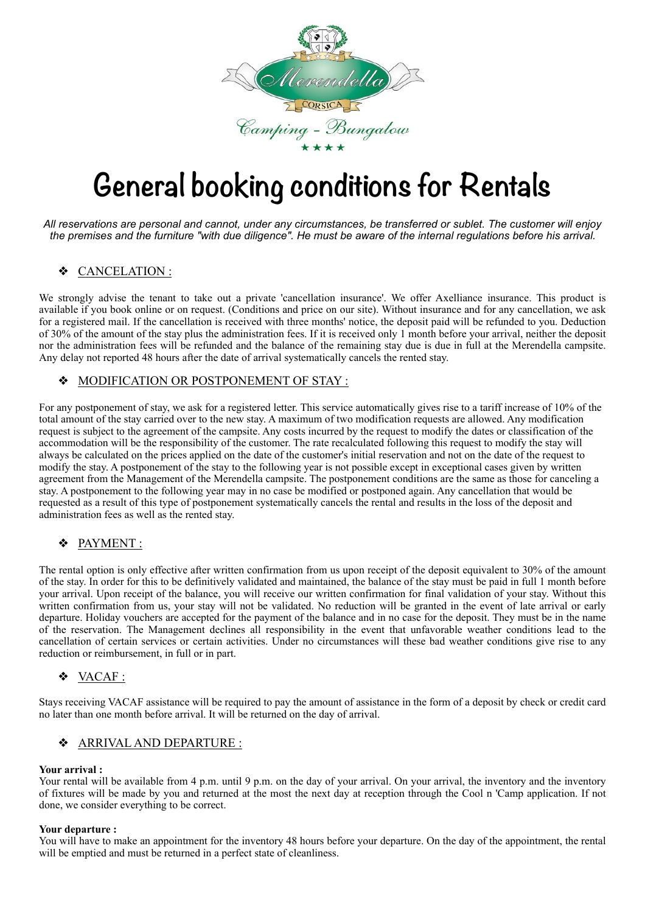# General booking conditions for Rentals

*All reservations are personal and cannot, under any circumstances, be transferred or sublet. The customer will enjoy the premises and the furniture "with due diligence". He must be aware of the internal regulations before his arrival.*

## ❖ CANCELATION :

We strongly advise the tenant to take out a private 'cancellation insurance'. We offer Axelliance insurance. This product is available if you book online or on request. (Conditions and price on our site). Without insurance and for any cancellation, we ask for a registered mail. If the cancellation is received with three months' notice, the deposit paid will be refunded to you. Deduction of 30% of the amount of the stay plus the administration fees. If it is received only 1 month before your arrival, neither the deposit nor the administration fees will be refunded and the balance of the remaining stay due is due in full at the Merendella campsite. Any delay not reported 48 hours after the date of arrival systematically cancels the rented stay.

## ❖ MODIFICATION OR POSTPONEMENT OF STAY :

For any postponement of stay, we ask for a registered letter. This service automatically gives rise to a tariff increase of 10% of the total amount of the stay carried over to the new stay. A maximum of two modification requests are allowed. Any modification request is subject to the agreement of the campsite. Any costs incurred by the request to modify the dates or classification of the accommodation will be the responsibility of the customer. The rate recalculated following this request to modify the stay will always be calculated on the prices applied on the date of the customer's initial reservation and not on the date of the request to modify the stay. A postponement of the stay to the following year is not possible except in exceptional cases given by written agreement from the Management of the Merendella campsite. The postponement conditions are the same as those for canceling a stay. A postponement to the following year may in no case be modified or postponed again. Any cancellation that would be requested as a result of this type of postponement systematically cancels the rental and results in the loss of the deposit and administration fees as well as the rented stay.

## ❖ PAYMENT :

The rental option is only effective after written confirmation from us upon receipt of the deposit equivalent to 30% of the amount of the stay. In order for this to be definitively validated and maintained, the balance of the stay must be paid in full 1 month before your arrival. Upon receipt of the balance, you will receive our written confirmation for final validation of your stay. Without this written confirmation from us, your stay will not be validated. No reduction will be granted in the event of late arrival or early departure. Holiday vouchers are accepted for the payment of the balance and in no case for the deposit. They must be in the name of the reservation. The Management declines all responsibility in the event that unfavorable weather conditions lead to the cancellation of certain services or certain activities. Under no circumstances will these bad weather conditions give rise to any reduction or reimbursement, in full or in part.

## ❖ VACAF :

Stays receiving VACAF assistance will be required to pay the amount of assistance in the form of a deposit by check or credit card no later than one month before arrival. It will be returned on the day of arrival.

## ❖ ARRIVAL AND DEPARTURE :

**Your arrival :**
Your rental will be available from 4 p.m. until 9 p.m. on the day of your arrival. On your arrival, the inventory and the inventory of fixtures will be made by you and returned at the most the next day at reception through the Cool n 'Camp application. If not done, we consider everything to be correct.

**Your departure :**
You will have to make an appointment for the inventory 48 hours before your departure. On the day of the appointment, the rental will be emptied and must be returned in a perfect state of cleanliness.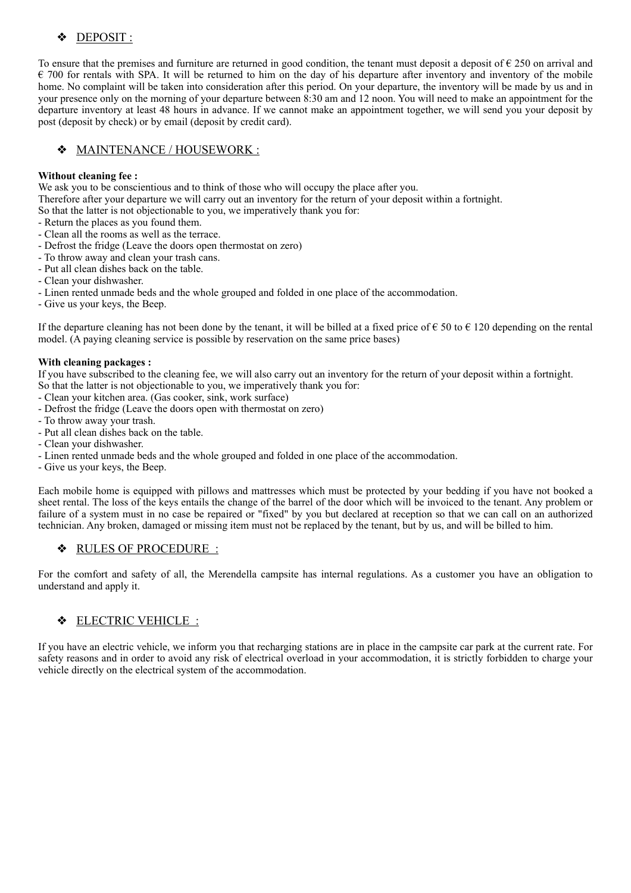## ❖ DEPOSIT :

To ensure that the premises and furniture are returned in good condition, the tenant must deposit a deposit of € 250 on arrival and € 700 for rentals with SPA. It will be returned to him on the day of his departure after inventory and inventory of the mobile home. No complaint will be taken into consideration after this period. On your departure, the inventory will be made by us and in your presence only on the morning of your departure between 8:30 am and 12 noon. You will need to make an appointment for the departure inventory at least 48 hours in advance. If we cannot make an appointment together, we will send you your deposit by post (deposit by check) or by email (deposit by credit card).

## ❖ MAINTENANCE / HOUSEWORK :

**Without cleaning fee :**

We ask you to be conscientious and to think of those who will occupy the place after you.
Therefore after your departure we will carry out an inventory for the return of your deposit within a fortnight.
So that the latter is not objectionable to you, we imperatively thank you for:

- Return the places as you found them.
- Clean all the rooms as well as the terrace.
- Defrost the fridge (Leave the doors open thermostat on zero)
- To throw away and clean your trash cans.
- Put all clean dishes back on the table.
- Clean your dishwasher.
- Linen rented unmade beds and the whole grouped and folded in one place of the accommodation.
- Give us your keys, the Beep.

If the departure cleaning has not been done by the tenant, it will be billed at a fixed price of € 50 to € 120 depending on the rental model. (A paying cleaning service is possible by reservation on the same price bases)

**With cleaning packages :**

If you have subscribed to the cleaning fee, we will also carry out an inventory for the return of your deposit within a fortnight.
So that the latter is not objectionable to you, we imperatively thank you for:

- Clean your kitchen area. (Gas cooker, sink, work surface)
- Defrost the fridge (Leave the doors open with thermostat on zero)
- To throw away your trash.
- Put all clean dishes back on the table.
- Clean your dishwasher.
- Linen rented unmade beds and the whole grouped and folded in one place of the accommodation.
- Give us your keys, the Beep.

Each mobile home is equipped with pillows and mattresses which must be protected by your bedding if you have not booked a sheet rental. The loss of the keys entails the change of the barrel of the door which will be invoiced to the tenant. Any problem or failure of a system must in no case be repaired or "fixed" by you but declared at reception so that we can call on an authorized technician. Any broken, damaged or missing item must not be replaced by the tenant, but by us, and will be billed to him.

## ❖ RULES OF PROCEDURE :

For the comfort and safety of all, the Merendella campsite has internal regulations. As a customer you have an obligation to understand and apply it.

## ❖ ELECTRIC VEHICLE :

If you have an electric vehicle, we inform you that recharging stations are in place in the campsite car park at the current rate. For safety reasons and in order to avoid any risk of electrical overload in your accommodation, it is strictly forbidden to charge your vehicle directly on the electrical system of the accommodation.